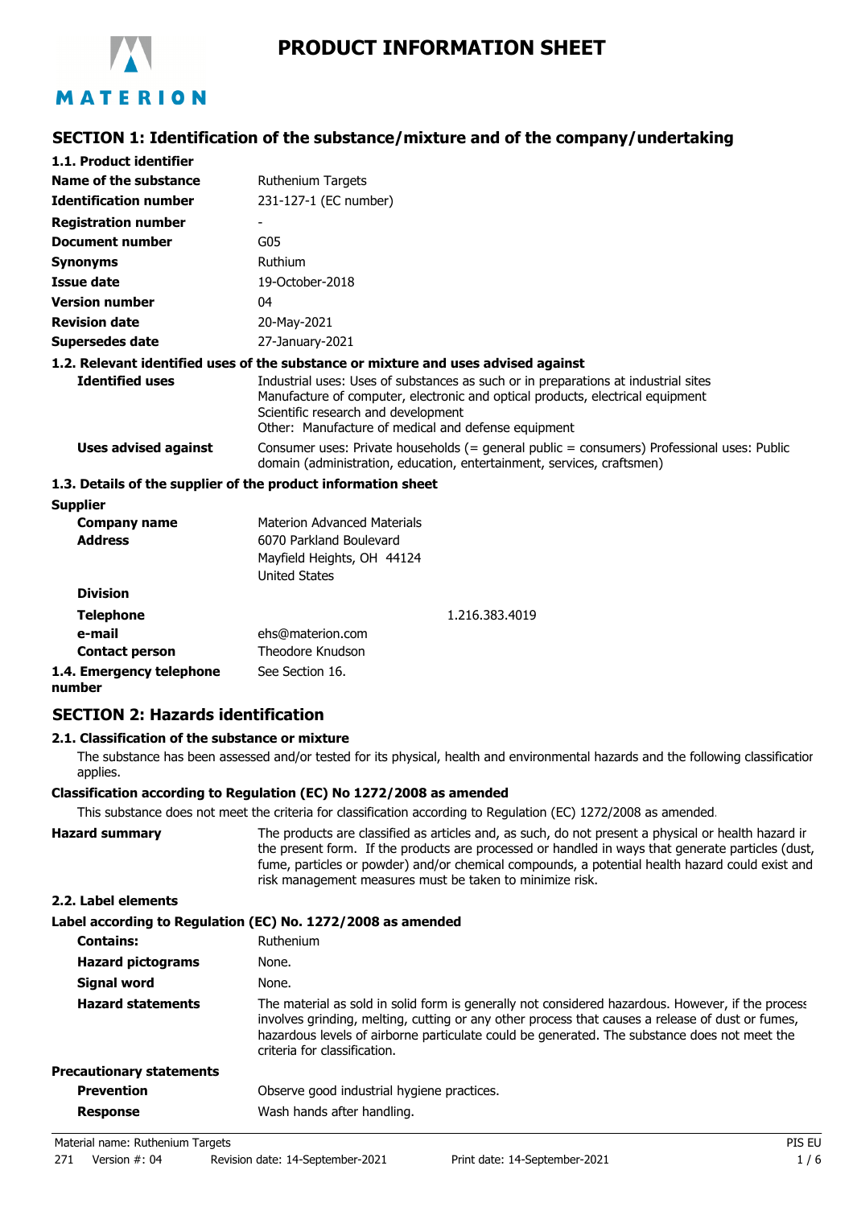# PRODUCT INFORMATION SHEET

## SECTION 1: Identification of the substance/mixture and of the company/undertaking

### 1.1. Product identifier

| | |
|---|---|
| **Name of the substance** | Ruthenium Targets |
| **Identification number** | 231-127-1 (EC number) |
| **Registration number** | - |
| **Document number** | G05 |
| **Synonyms** | Ruthium |
| **Issue date** | 19-October-2018 |
| **Version number** | 04 |
| **Revision date** | 20-May-2021 |
| **Supersedes date** | 27-January-2021 |

### 1.2. Relevant identified uses of the substance or mixture and uses advised against

**Identified uses**
Industrial uses: Uses of substances as such or in preparations at industrial sites
Manufacture of computer, electronic and optical products, electrical equipment
Scientific research and development
Other: Manufacture of medical and defense equipment

**Uses advised against**
Consumer uses: Private households (= general public = consumers) Professional uses: Public domain (administration, education, entertainment, services, craftsmen)

### 1.3. Details of the supplier of the product information sheet

**Supplier**

| | |
|---|---|
| **Company name** | Materion Advanced Materials |
| **Address** | 6070 Parkland Boulevard<br>Mayfield Heights, OH 44124<br>United States |
| **Division** | |
| **Telephone** | 1.216.383.4019 |
| **e-mail** | ehs@materion.com |
| **Contact person** | Theodore Knudson |

**1.4. Emergency telephone number** See Section 16.

## SECTION 2: Hazards identification

### 2.1. Classification of the substance or mixture

The substance has been assessed and/or tested for its physical, health and environmental hazards and the following classification applies.

**Classification according to Regulation (EC) No 1272/2008 as amended**

This substance does not meet the criteria for classification according to Regulation (EC) 1272/2008 as amended.

**Hazard summary**
The products are classified as articles and, as such, do not present a physical or health hazard in the present form. If the products are processed or handled in ways that generate particles (dust, fume, particles or powder) and/or chemical compounds, a potential health hazard could exist and risk management measures must be taken to minimize risk.

### 2.2. Label elements

**Label according to Regulation (EC) No. 1272/2008 as amended**

| | |
|---|---|
| **Contains:** | Ruthenium |
| **Hazard pictograms** | None. |
| **Signal word** | None. |
| **Hazard statements** | The material as sold in solid form is generally not considered hazardous. However, if the process involves grinding, melting, cutting or any other process that causes a release of dust or fumes, hazardous levels of airborne particulate could be generated. The substance does not meet the criteria for classification. |

**Precautionary statements**

| | |
|---|---|
| **Prevention** | Observe good industrial hygiene practices. |
| **Response** | Wash hands after handling. |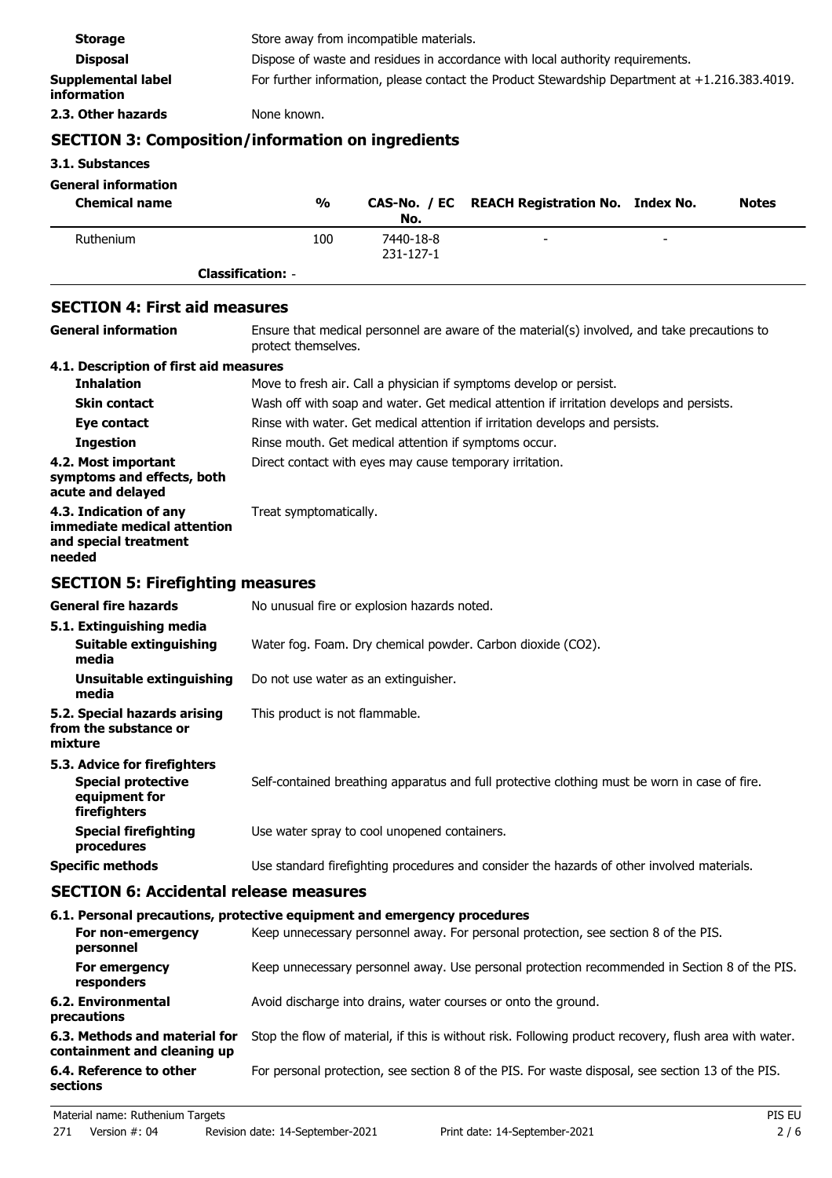| | |
|---|---|
| **Storage** | Store away from incompatible materials. |
| **Disposal** | Dispose of waste and residues in accordance with local authority requirements. |
| **Supplemental label information** | For further information, please contact the Product Stewardship Department at +1.216.383.4019. |
| **2.3. Other hazards** | None known. |

## SECTION 3: Composition/information on ingredients

### 3.1. Substances

**General information**

| Chemical name | % | CAS-No. / EC No. | REACH Registration No. | Index No. | Notes |
|---|---|---|---|---|---|
| Ruthenium | 100 | 7440-18-8 231-127-1 | - | - | |
| **Classification:** - | | | | | |

## SECTION 4: First aid measures

| | |
|---|---|
| **General information** | Ensure that medical personnel are aware of the material(s) involved, and take precautions to protect themselves. |
| **4.1. Description of first aid measures** | |
| **Inhalation** | Move to fresh air. Call a physician if symptoms develop or persist. |
| **Skin contact** | Wash off with soap and water. Get medical attention if irritation develops and persists. |
| **Eye contact** | Rinse with water. Get medical attention if irritation develops and persists. |
| **Ingestion** | Rinse mouth. Get medical attention if symptoms occur. |
| **4.2. Most important symptoms and effects, both acute and delayed** | Direct contact with eyes may cause temporary irritation. |
| **4.3. Indication of any immediate medical attention and special treatment needed** | Treat symptomatically. |

## SECTION 5: Firefighting measures

| | |
|---|---|
| **General fire hazards** | No unusual fire or explosion hazards noted. |
| **5.1. Extinguishing media** | |
| **Suitable extinguishing media** | Water fog. Foam. Dry chemical powder. Carbon dioxide ($CO_2$). |
| **Unsuitable extinguishing media** | Do not use water as an extinguisher. |
| **5.2. Special hazards arising from the substance or mixture** | This product is not flammable. |
| **5.3. Advice for firefighters** | |
| **Special protective equipment for firefighters** | Self-contained breathing apparatus and full protective clothing must be worn in case of fire. |
| **Special firefighting procedures** | Use water spray to cool unopened containers. |
| **Specific methods** | Use standard firefighting procedures and consider the hazards of other involved materials. |

## SECTION 6: Accidental release measures

| | |
|---|---|
| **6.1. Personal precautions, protective equipment and emergency procedures** | |
| **For non-emergency personnel** | Keep unnecessary personnel away. For personal protection, see section 8 of the PIS. |
| **For emergency responders** | Keep unnecessary personnel away. Use personal protection recommended in Section 8 of the PIS. |
| **6.2. Environmental precautions** | Avoid discharge into drains, water courses or onto the ground. |
| **6.3. Methods and material for containment and cleaning up** | Stop the flow of material, if this is without risk. Following product recovery, flush area with water. |
| **6.4. Reference to other sections** | For personal protection, see section 8 of the PIS. For waste disposal, see section 13 of the PIS. |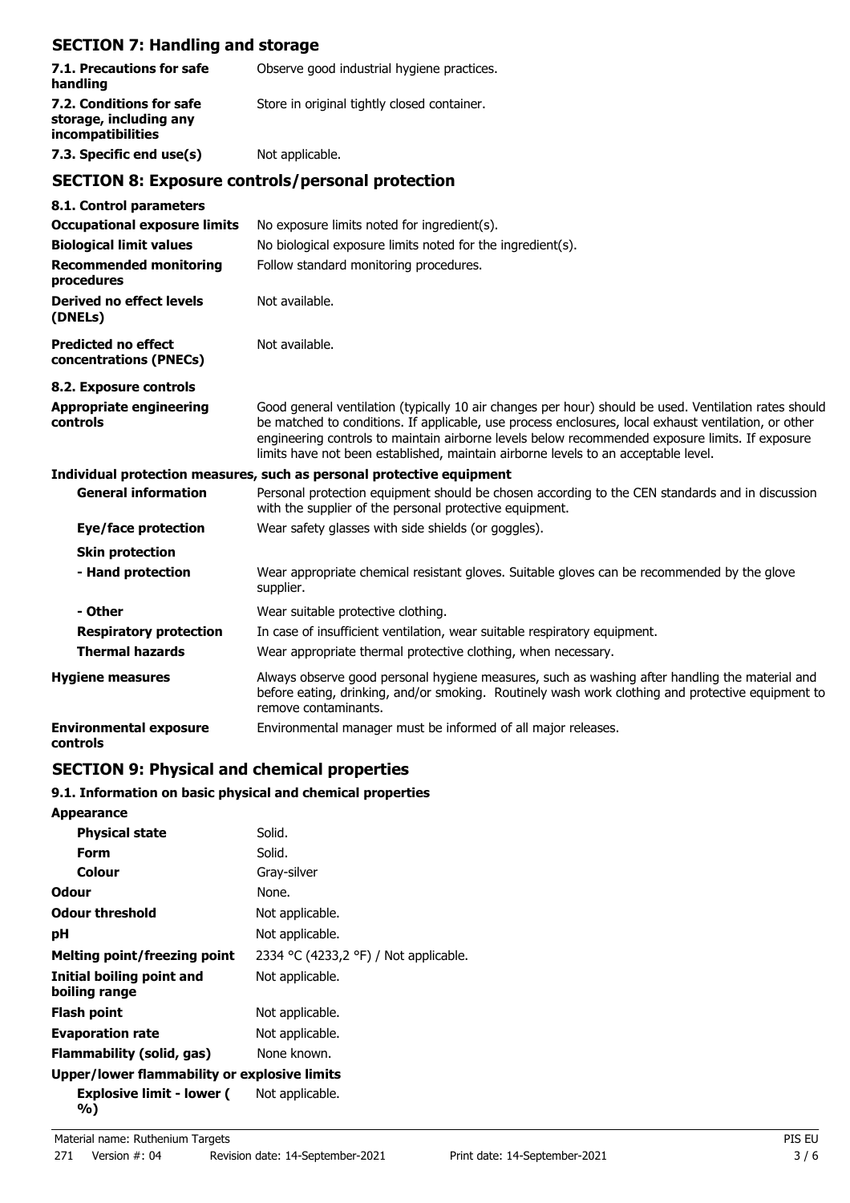## SECTION 7: Handling and storage

| | |
|---|---|
| **7.1. Precautions for safe handling** | Observe good industrial hygiene practices. |
| **7.2. Conditions for safe storage, including any incompatibilities** | Store in original tightly closed container. |
| **7.3. Specific end use(s)** | Not applicable. |

## SECTION 8: Exposure controls/personal protection

**8.1. Control parameters**

| | |
|---|---|
| **Occupational exposure limits** | No exposure limits noted for ingredient(s). |
| **Biological limit values** | No biological exposure limits noted for the ingredient(s). |
| **Recommended monitoring procedures** | Follow standard monitoring procedures. |
| **Derived no effect levels (DNELs)** | Not available. |
| **Predicted no effect concentrations (PNECs)** | Not available. |

**8.2. Exposure controls**

| | |
|---|---|
| **Appropriate engineering controls** | Good general ventilation (typically 10 air changes per hour) should be used. Ventilation rates should be matched to conditions. If applicable, use process enclosures, local exhaust ventilation, or other engineering controls to maintain airborne levels below recommended exposure limits. If exposure limits have not been established, maintain airborne levels to an acceptable level. |

**Individual protection measures, such as personal protective equipment**

| | |
|---|---|
| **General information** | Personal protection equipment should be chosen according to the CEN standards and in discussion with the supplier of the personal protective equipment. |
| **Eye/face protection** | Wear safety glasses with side shields (or goggles). |
| **Skin protection** | |
| **- Hand protection** | Wear appropriate chemical resistant gloves. Suitable gloves can be recommended by the glove supplier. |
| **- Other** | Wear suitable protective clothing. |
| **Respiratory protection** | In case of insufficient ventilation, wear suitable respiratory equipment. |
| **Thermal hazards** | Wear appropriate thermal protective clothing, when necessary. |
| **Hygiene measures** | Always observe good personal hygiene measures, such as washing after handling the material and before eating, drinking, and/or smoking. Routinely wash work clothing and protective equipment to remove contaminants. |
| **Environmental exposure controls** | Environmental manager must be informed of all major releases. |

## SECTION 9: Physical and chemical properties

**9.1. Information on basic physical and chemical properties**

| | |
|---|---|
| **Appearance** | |
| **Physical state** | Solid. |
| **Form** | Solid. |
| **Colour** | Gray-silver |
| **Odour** | None. |
| **Odour threshold** | Not applicable. |
| **pH** | Not applicable. |
| **Melting point/freezing point** | 2334 °C (4233,2 °F) / Not applicable. |
| **Initial boiling point and boiling range** | Not applicable. |
| **Flash point** | Not applicable. |
| **Evaporation rate** | Not applicable. |
| **Flammability (solid, gas)** | None known. |
| **Upper/lower flammability or explosive limits** | |
| **Explosive limit - lower (%)** | Not applicable. |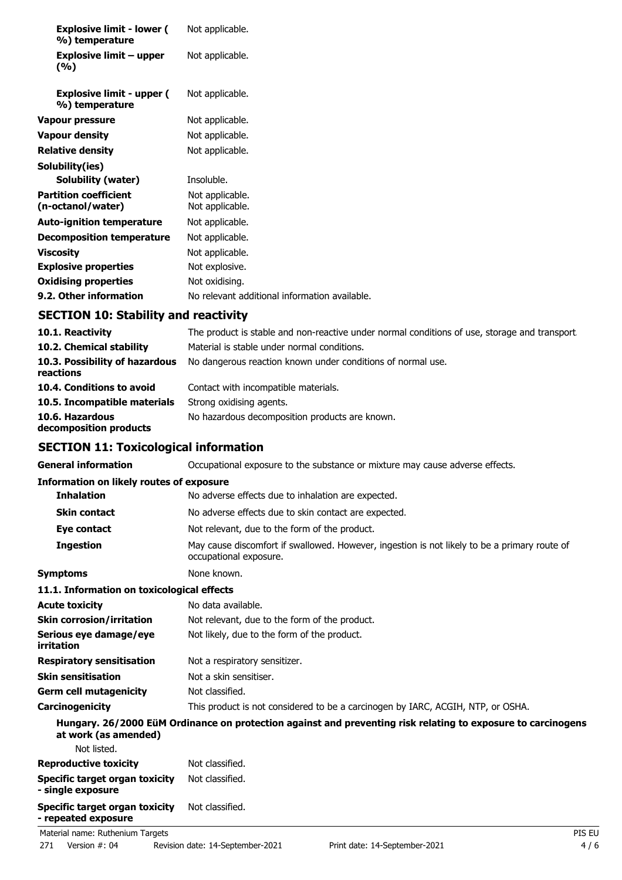| | |
|---|---|
| **Explosive limit - lower (%) temperature** | Not applicable. |
| **Explosive limit – upper (%)** | Not applicable. |
| **Explosive limit - upper (%) temperature** | Not applicable. |
| **Vapour pressure** | Not applicable. |
| **Vapour density** | Not applicable. |
| **Relative density** | Not applicable. |
| **Solubility(ies)** | |
| **Solubility (water)** | Insoluble. |
| **Partition coefficient (n-octanol/water)** | Not applicable.<br>Not applicable. |
| **Auto-ignition temperature** | Not applicable. |
| **Decomposition temperature** | Not applicable. |
| **Viscosity** | Not applicable. |
| **Explosive properties** | Not explosive. |
| **Oxidising properties** | Not oxidising. |
| **9.2. Other information** | No relevant additional information available. |

## SECTION 10: Stability and reactivity

| | |
|---|---|
| **10.1. Reactivity** | The product is stable and non-reactive under normal conditions of use, storage and transport. |
| **10.2. Chemical stability** | Material is stable under normal conditions. |
| **10.3. Possibility of hazardous reactions** | No dangerous reaction known under conditions of normal use. |
| **10.4. Conditions to avoid** | Contact with incompatible materials. |
| **10.5. Incompatible materials** | Strong oxidising agents. |
| **10.6. Hazardous decomposition products** | No hazardous decomposition products are known. |

## SECTION 11: Toxicological information

| | |
|---|---|
| **General information** | Occupational exposure to the substance or mixture may cause adverse effects. |

**Information on likely routes of exposure**

| | |
|---|---|
| **Inhalation** | No adverse effects due to inhalation are expected. |
| **Skin contact** | No adverse effects due to skin contact are expected. |
| **Eye contact** | Not relevant, due to the form of the product. |
| **Ingestion** | May cause discomfort if swallowed. However, ingestion is not likely to be a primary route of occupational exposure. |
| **Symptoms** | None known. |

**11.1. Information on toxicological effects**

| | |
|---|---|
| **Acute toxicity** | No data available. |
| **Skin corrosion/irritation** | Not relevant, due to the form of the product. |
| **Serious eye damage/eye irritation** | Not likely, due to the form of the product. |
| **Respiratory sensitisation** | Not a respiratory sensitizer. |
| **Skin sensitisation** | Not a skin sensitiser. |
| **Germ cell mutagenicity** | Not classified. |
| **Carcinogenicity** | This product is not considered to be a carcinogen by IARC, ACGIH, NTP, or OSHA. |

**Hungary. 26/2000 EüM Ordinance on protection against and preventing risk relating to exposure to carcinogens at work (as amended)**

Not listed.

| | |
|---|---|
| **Reproductive toxicity** | Not classified. |
| **Specific target organ toxicity - single exposure** | Not classified. |
| **Specific target organ toxicity - repeated exposure** | Not classified. |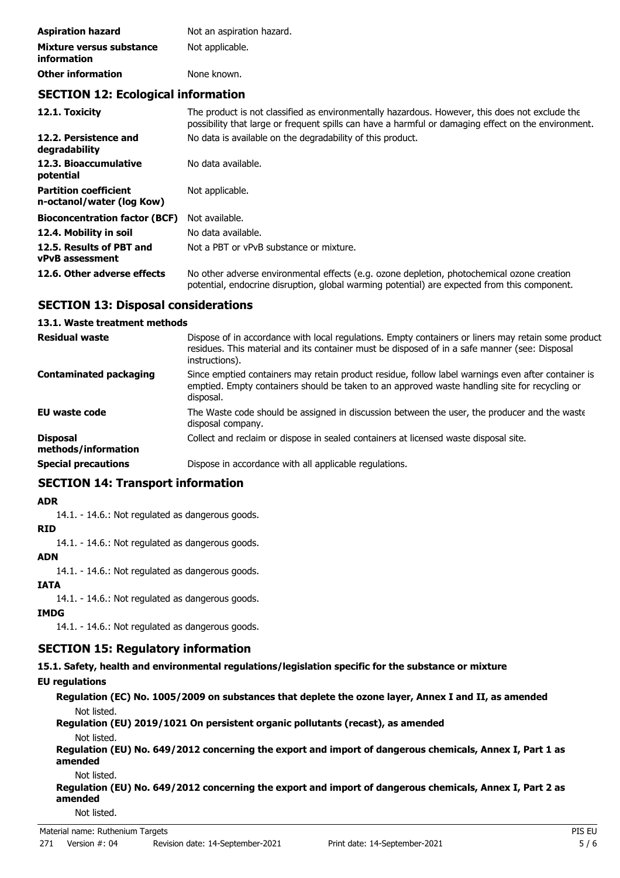| | |
|---|---|
| **Aspiration hazard** | Not an aspiration hazard. |
| **Mixture versus substance information** | Not applicable. |
| **Other information** | None known. |

## SECTION 12: Ecological information

| | |
|---|---|
| **12.1. Toxicity** | The product is not classified as environmentally hazardous. However, this does not exclude the possibility that large or frequent spills can have a harmful or damaging effect on the environment. |
| **12.2. Persistence and degradability** | No data is available on the degradability of this product. |
| **12.3. Bioaccumulative potential** | No data available. |
| **Partition coefficient n-octanol/water (log Kow)** | Not applicable. |
| **Bioconcentration factor (BCF)** | Not available. |
| **12.4. Mobility in soil** | No data available. |
| **12.5. Results of PBT and vPvB assessment** | Not a PBT or vPvB substance or mixture. |
| **12.6. Other adverse effects** | No other adverse environmental effects (e.g. ozone depletion, photochemical ozone creation potential, endocrine disruption, global warming potential) are expected from this component. |

## SECTION 13: Disposal considerations

### 13.1. Waste treatment methods

| | |
|---|---|
| **Residual waste** | Dispose of in accordance with local regulations. Empty containers or liners may retain some product residues. This material and its container must be disposed of in a safe manner (see: Disposal instructions). |
| **Contaminated packaging** | Since emptied containers may retain product residue, follow label warnings even after container is emptied. Empty containers should be taken to an approved waste handling site for recycling or disposal. |
| **EU waste code** | The Waste code should be assigned in discussion between the user, the producer and the waste disposal company. |
| **Disposal methods/information** | Collect and reclaim or dispose in sealed containers at licensed waste disposal site. |
| **Special precautions** | Dispose in accordance with all applicable regulations. |

## SECTION 14: Transport information

**ADR**

14.1. - 14.6.: Not regulated as dangerous goods.

**RID**

14.1. - 14.6.: Not regulated as dangerous goods.

**ADN**

14.1. - 14.6.: Not regulated as dangerous goods.

**IATA**

14.1. - 14.6.: Not regulated as dangerous goods.

**IMDG**

14.1. - 14.6.: Not regulated as dangerous goods.

## SECTION 15: Regulatory information

**15.1. Safety, health and environmental regulations/legislation specific for the substance or mixture**

**EU regulations**

**Regulation (EC) No. 1005/2009 on substances that deplete the ozone layer, Annex I and II, as amended**

Not listed.

**Regulation (EU) 2019/1021 On persistent organic pollutants (recast), as amended**

Not listed.

**Regulation (EU) No. 649/2012 concerning the export and import of dangerous chemicals, Annex I, Part 1 as amended**

Not listed.

**Regulation (EU) No. 649/2012 concerning the export and import of dangerous chemicals, Annex I, Part 2 as amended**

Not listed.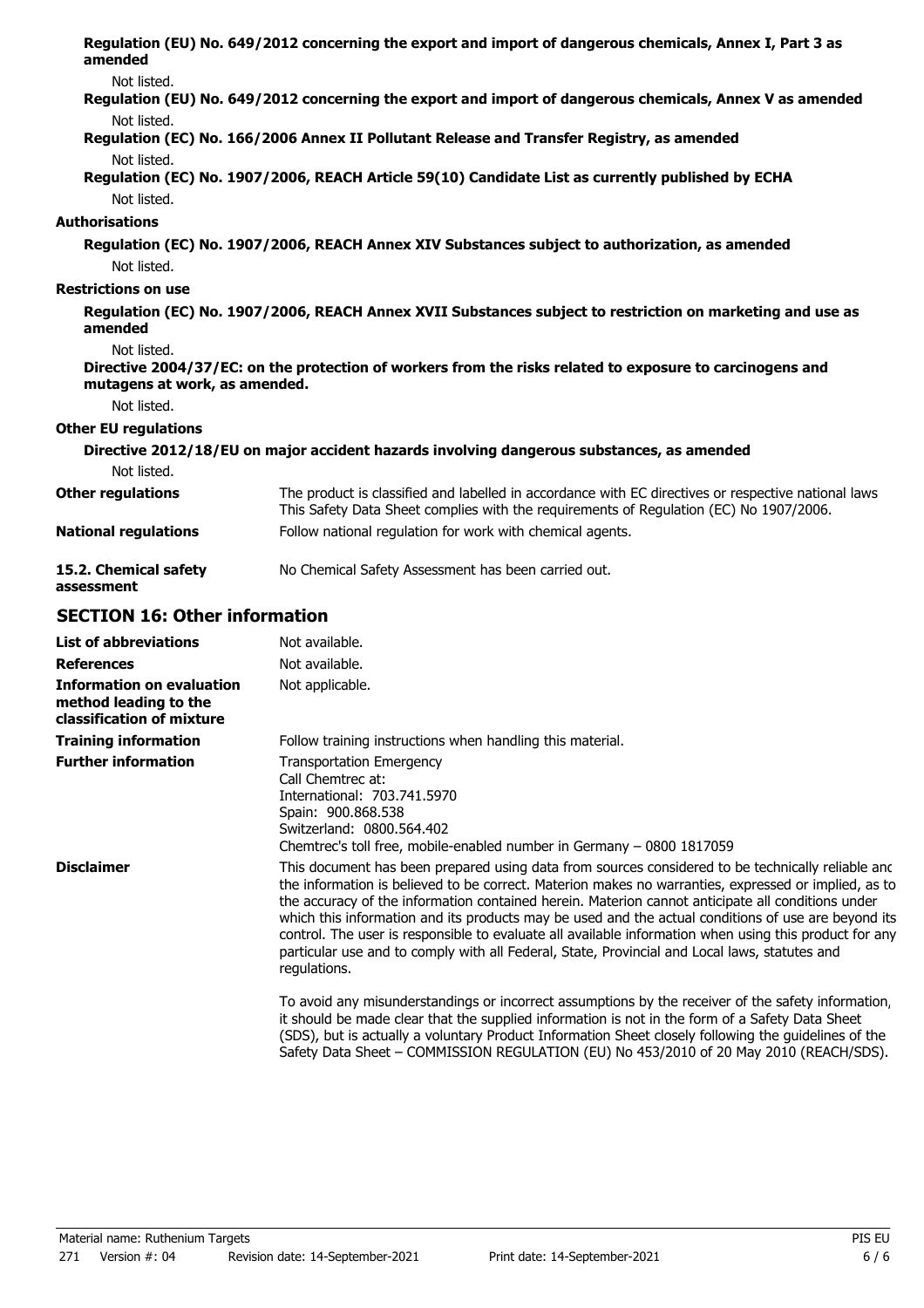**Regulation (EU) No. 649/2012 concerning the export and import of dangerous chemicals, Annex I, Part 3 as amended**

Not listed.

**Regulation (EU) No. 649/2012 concerning the export and import of dangerous chemicals, Annex V as amended**

Not listed.

**Regulation (EC) No. 166/2006 Annex II Pollutant Release and Transfer Registry, as amended**

Not listed.

**Regulation (EC) No. 1907/2006, REACH Article 59(10) Candidate List as currently published by ECHA**

Not listed.

**Authorisations**

**Regulation (EC) No. 1907/2006, REACH Annex XIV Substances subject to authorization, as amended**

Not listed.

**Restrictions on use**

**Regulation (EC) No. 1907/2006, REACH Annex XVII Substances subject to restriction on marketing and use as amended**

Not listed.

**Directive 2004/37/EC: on the protection of workers from the risks related to exposure to carcinogens and mutagens at work, as amended.**

Not listed.

**Other EU regulations**

**Directive 2012/18/EU on major accident hazards involving dangerous substances, as amended**

Not listed.

**Other regulations**

The product is classified and labelled in accordance with EC directives or respective national laws This Safety Data Sheet complies with the requirements of Regulation (EC) No 1907/2006.

**National regulations**

Follow national regulation for work with chemical agents.

**15.2. Chemical safety assessment**

No Chemical Safety Assessment has been carried out.

## SECTION 16: Other information

**List of abbreviations**

Not available.

**References**

Not available.

**Information on evaluation method leading to the classification of mixture**

Not applicable.

**Training information**

Follow training instructions when handling this material.

**Further information**

Transportation Emergency
Call Chemtrec at:
International: 703.741.5970
Spain: 900.868.538
Switzerland: 0800.564.402
Chemtrec's toll free, mobile-enabled number in Germany – 0800 1817059

**Disclaimer**

This document has been prepared using data from sources considered to be technically reliable and the information is believed to be correct. Materion makes no warranties, expressed or implied, as to the accuracy of the information contained herein. Materion cannot anticipate all conditions under which this information and its products may be used and the actual conditions of use are beyond its control. The user is responsible to evaluate all available information when using this product for any particular use and to comply with all Federal, State, Provincial and Local laws, statutes and regulations.

To avoid any misunderstandings or incorrect assumptions by the receiver of the safety information, it should be made clear that the supplied information is not in the form of a Safety Data Sheet (SDS), but is actually a voluntary Product Information Sheet closely following the guidelines of the Safety Data Sheet – COMMISSION REGULATION (EU) No 453/2010 of 20 May 2010 (REACH/SDS).